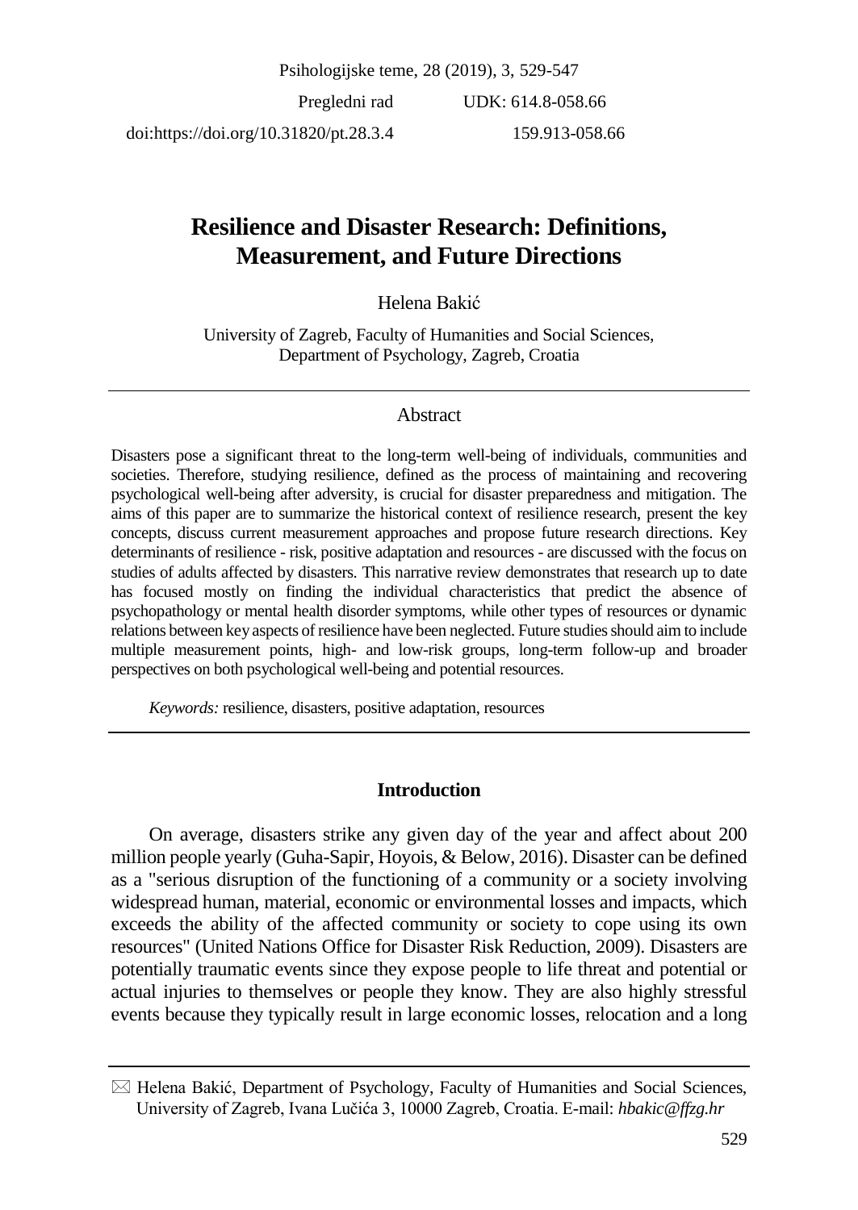Psihologijske teme, 28 (2019), 3, 529-547

Pregledni rad UDK: 614.8-058.66

doi:https://doi.org/10.31820/pt.28.3.4 159.913-058.66

# Resilience and Disaster Research: Definitions, Measurement, and Future Directions

Helena Bakić

University of Zagreb, Faculty of Humanities and Social Sciences, Department of Psychology, Zagreb, Croatia

## Abstract

Disasters pose a significant threat to the long-term well-being of individuals, communities and societies. Therefore, studying resilience, defined as the process of maintaining and recovering psychological well-being after adversity, is crucial for disaster preparedness and mitigation. The aims of this paper are to summarize the historical context of resilience research, present the key concepts, discuss current measurement approaches and propose future research directions. Key determinants of resilience - risk, positive adaptation and resources - are discussed with the focus on studies of adults affected by disasters. This narrative review demonstrates that research up to date has focused mostly on finding the individual characteristics that predict the absence of psychopathology or mental health disorder symptoms, while other types of resources or dynamic relations between key aspects of resilience have been neglected. Future studies should aim to include multiple measurement points, high- and low-risk groups, long-term follow-up and broader perspectives on both psychological well-being and potential resources.

*Keywords:* resilience, disasters, positive adaptation, resources

## Introduction

On average, disasters strike any given day of the year and affect about 200 million people yearly (Guha-Sapir, Hoyois, & Below, 2016). Disaster can be defined as a "serious disruption of the functioning of a community or a society involving widespread human, material, economic or environmental losses and impacts, which exceeds the ability of the affected community or society to cope using its own resources" (United Nations Office for Disaster Risk Reduction, 2009). Disasters are potentially traumatic events since they expose people to life threat and potential or actual injuries to themselves or people they know. They are also highly stressful events because they typically result in large economic losses, relocation and a long

---

✉ Helena Bakić, Department of Psychology, Faculty of Humanities and Social Sciences, University of Zagreb, Ivana Lučića 3, 10000 Zagreb, Croatia. E-mail: *hbakic@ffzg.hr*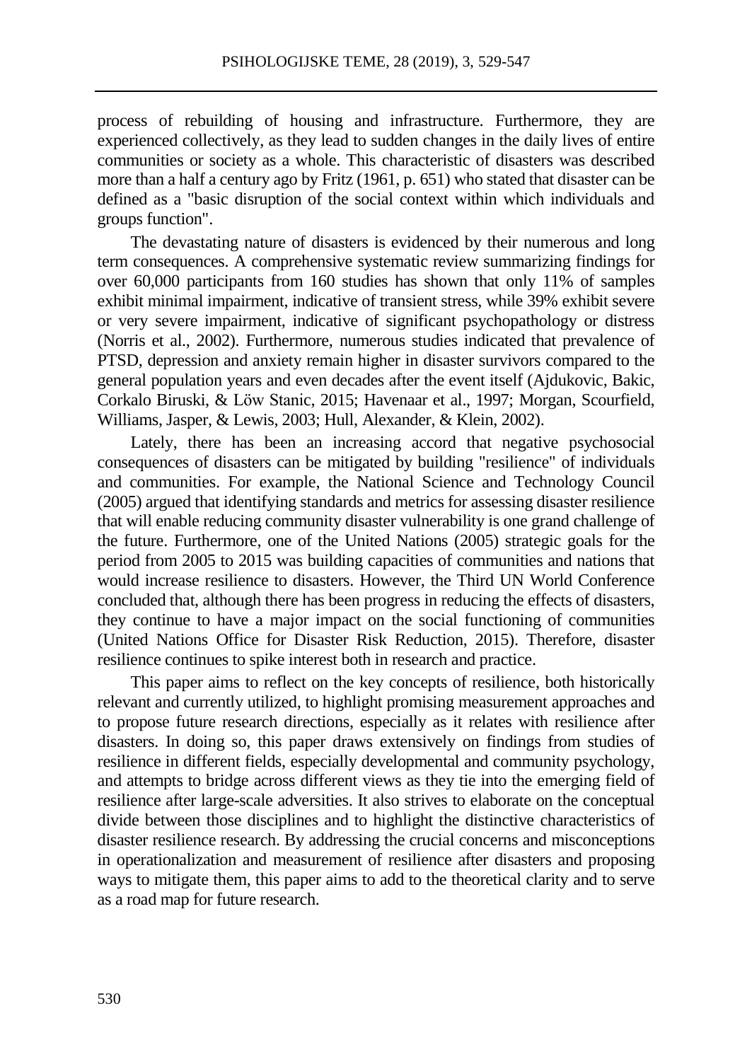process of rebuilding of housing and infrastructure. Furthermore, they are experienced collectively, as they lead to sudden changes in the daily lives of entire communities or society as a whole. This characteristic of disasters was described more than a half a century ago by Fritz (1961, p. 651) who stated that disaster can be defined as a "basic disruption of the social context within which individuals and groups function".

The devastating nature of disasters is evidenced by their numerous and long term consequences. A comprehensive systematic review summarizing findings for over 60,000 participants from 160 studies has shown that only 11% of samples exhibit minimal impairment, indicative of transient stress, while 39% exhibit severe or very severe impairment, indicative of significant psychopathology or distress (Norris et al., 2002). Furthermore, numerous studies indicated that prevalence of PTSD, depression and anxiety remain higher in disaster survivors compared to the general population years and even decades after the event itself (Ajdukovic, Bakic, Corkalo Biruski, & Löw Stanic, 2015; Havenaar et al., 1997; Morgan, Scourfield, Williams, Jasper, & Lewis, 2003; Hull, Alexander, & Klein, 2002).

Lately, there has been an increasing accord that negative psychosocial consequences of disasters can be mitigated by building "resilience" of individuals and communities. For example, the National Science and Technology Council (2005) argued that identifying standards and metrics for assessing disaster resilience that will enable reducing community disaster vulnerability is one grand challenge of the future. Furthermore, one of the United Nations (2005) strategic goals for the period from 2005 to 2015 was building capacities of communities and nations that would increase resilience to disasters. However, the Third UN World Conference concluded that, although there has been progress in reducing the effects of disasters, they continue to have a major impact on the social functioning of communities (United Nations Office for Disaster Risk Reduction, 2015). Therefore, disaster resilience continues to spike interest both in research and practice.

This paper aims to reflect on the key concepts of resilience, both historically relevant and currently utilized, to highlight promising measurement approaches and to propose future research directions, especially as it relates with resilience after disasters. In doing so, this paper draws extensively on findings from studies of resilience in different fields, especially developmental and community psychology, and attempts to bridge across different views as they tie into the emerging field of resilience after large-scale adversities. It also strives to elaborate on the conceptual divide between those disciplines and to highlight the distinctive characteristics of disaster resilience research. By addressing the crucial concerns and misconceptions in operationalization and measurement of resilience after disasters and proposing ways to mitigate them, this paper aims to add to the theoretical clarity and to serve as a road map for future research.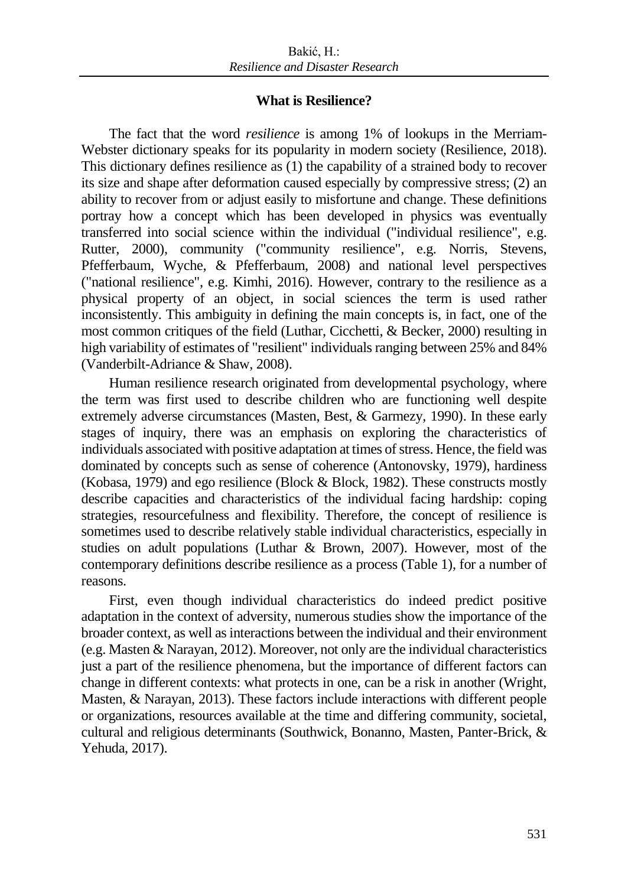## What is Resilience?

The fact that the word *resilience* is among 1% of lookups in the Merriam-Webster dictionary speaks for its popularity in modern society (Resilience, 2018). This dictionary defines resilience as (1) the capability of a strained body to recover its size and shape after deformation caused especially by compressive stress; (2) an ability to recover from or adjust easily to misfortune and change. These definitions portray how a concept which has been developed in physics was eventually transferred into social science within the individual ("individual resilience", e.g. Rutter, 2000), community ("community resilience", e.g. Norris, Stevens, Pfefferbaum, Wyche, & Pfefferbaum, 2008) and national level perspectives ("national resilience", e.g. Kimhi, 2016). However, contrary to the resilience as a physical property of an object, in social sciences the term is used rather inconsistently. This ambiguity in defining the main concepts is, in fact, one of the most common critiques of the field (Luthar, Cicchetti, & Becker, 2000) resulting in high variability of estimates of "resilient" individuals ranging between 25% and 84% (Vanderbilt-Adriance & Shaw, 2008).

Human resilience research originated from developmental psychology, where the term was first used to describe children who are functioning well despite extremely adverse circumstances (Masten, Best, & Garmezy, 1990). In these early stages of inquiry, there was an emphasis on exploring the characteristics of individuals associated with positive adaptation at times of stress. Hence, the field was dominated by concepts such as sense of coherence (Antonovsky, 1979), hardiness (Kobasa, 1979) and ego resilience (Block & Block, 1982). These constructs mostly describe capacities and characteristics of the individual facing hardship: coping strategies, resourcefulness and flexibility. Therefore, the concept of resilience is sometimes used to describe relatively stable individual characteristics, especially in studies on adult populations (Luthar & Brown, 2007). However, most of the contemporary definitions describe resilience as a process (Table 1), for a number of reasons.

First, even though individual characteristics do indeed predict positive adaptation in the context of adversity, numerous studies show the importance of the broader context, as well as interactions between the individual and their environment (e.g. Masten & Narayan, 2012). Moreover, not only are the individual characteristics just a part of the resilience phenomena, but the importance of different factors can change in different contexts: what protects in one, can be a risk in another (Wright, Masten, & Narayan, 2013). These factors include interactions with different people or organizations, resources available at the time and differing community, societal, cultural and religious determinants (Southwick, Bonanno, Masten, Panter-Brick, & Yehuda, 2017).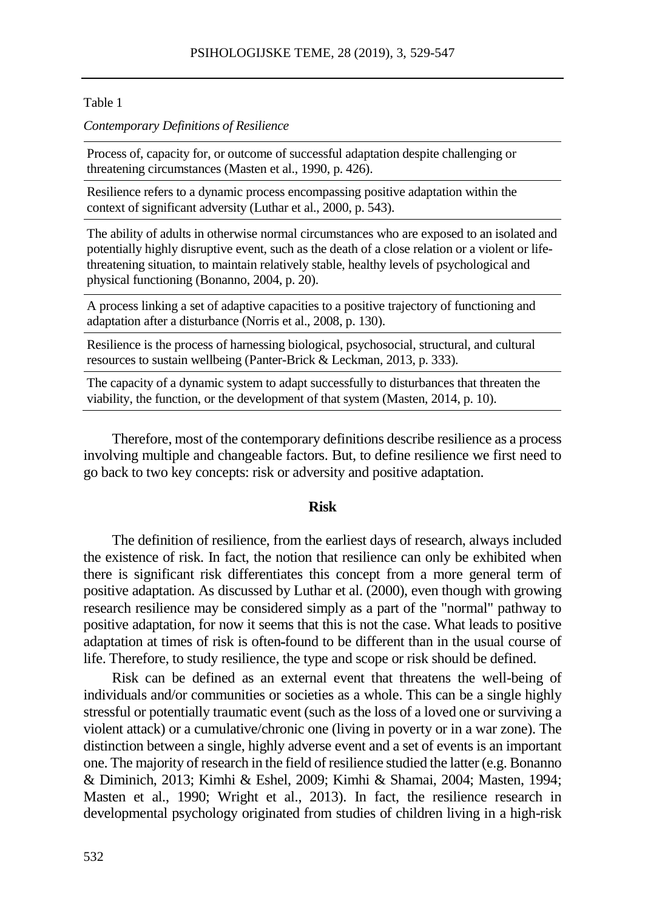Table 1

*Contemporary Definitions of Resilience*

| |
|---|
| Process of, capacity for, or outcome of successful adaptation despite challenging or threatening circumstances (Masten et al., 1990, p. 426). |
| Resilience refers to a dynamic process encompassing positive adaptation within the context of significant adversity (Luthar et al., 2000, p. 543). |
| The ability of adults in otherwise normal circumstances who are exposed to an isolated and potentially highly disruptive event, such as the death of a close relation or a violent or life-threatening situation, to maintain relatively stable, healthy levels of psychological and physical functioning (Bonanno, 2004, p. 20). |
| A process linking a set of adaptive capacities to a positive trajectory of functioning and adaptation after a disturbance (Norris et al., 2008, p. 130). |
| Resilience is the process of harnessing biological, psychosocial, structural, and cultural resources to sustain wellbeing (Panter-Brick & Leckman, 2013, p. 333). |
| The capacity of a dynamic system to adapt successfully to disturbances that threaten the viability, the function, or the development of that system (Masten, 2014, p. 10). |

Therefore, most of the contemporary definitions describe resilience as a process involving multiple and changeable factors. But, to define resilience we first need to go back to two key concepts: risk or adversity and positive adaptation.

## Risk

The definition of resilience, from the earliest days of research, always included the existence of risk. In fact, the notion that resilience can only be exhibited when there is significant risk differentiates this concept from a more general term of positive adaptation. As discussed by Luthar et al. (2000), even though with growing research resilience may be considered simply as a part of the "normal" pathway to positive adaptation, for now it seems that this is not the case. What leads to positive adaptation at times of risk is often-found to be different than in the usual course of life. Therefore, to study resilience, the type and scope or risk should be defined.

Risk can be defined as an external event that threatens the well-being of individuals and/or communities or societies as a whole. This can be a single highly stressful or potentially traumatic event (such as the loss of a loved one or surviving a violent attack) or a cumulative/chronic one (living in poverty or in a war zone). The distinction between a single, highly adverse event and a set of events is an important one. The majority of research in the field of resilience studied the latter (e.g. Bonanno & Diminich, 2013; Kimhi & Eshel, 2009; Kimhi & Shamai, 2004; Masten, 1994; Masten et al., 1990; Wright et al., 2013). In fact, the resilience research in developmental psychology originated from studies of children living in a high-risk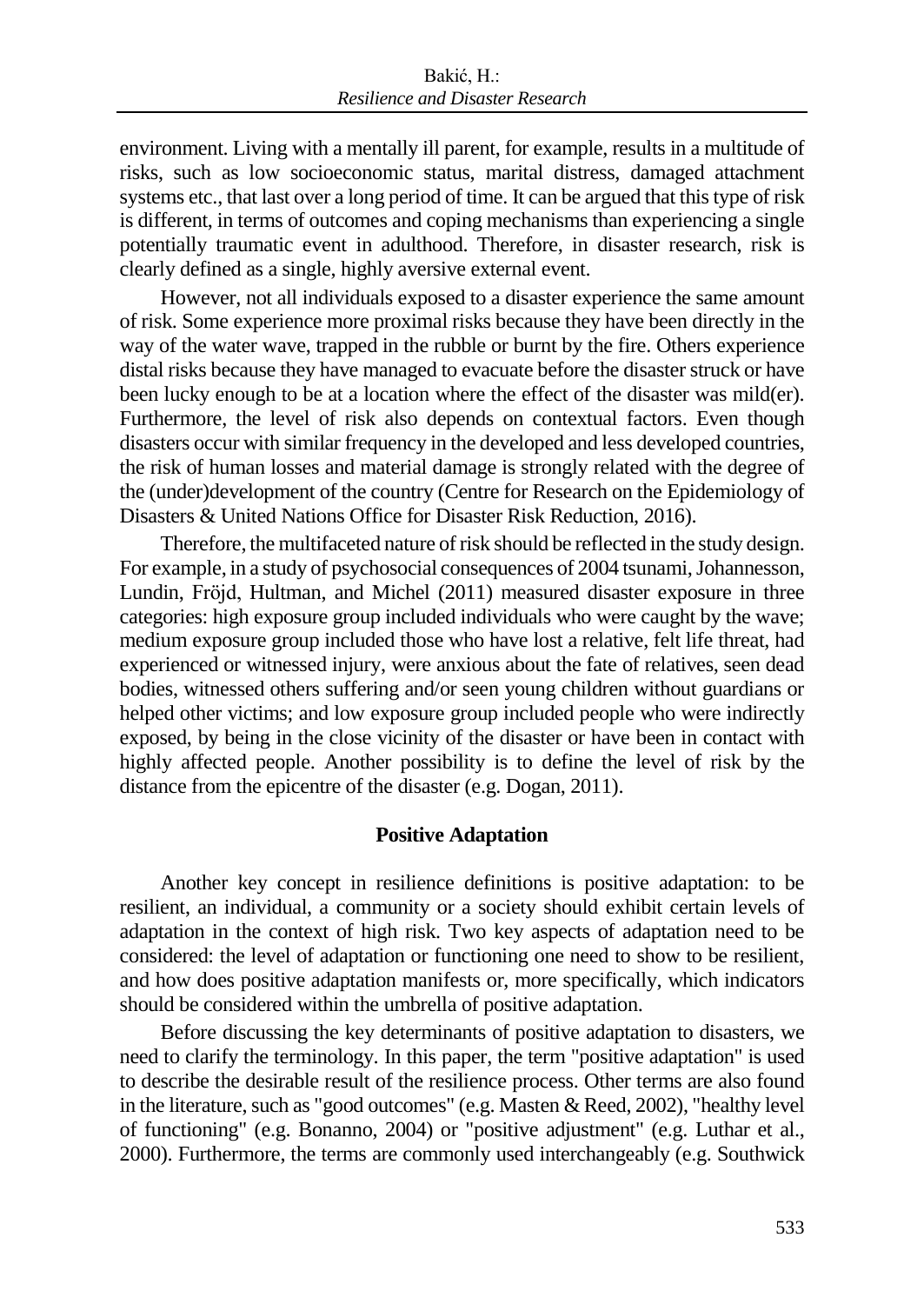environment. Living with a mentally ill parent, for example, results in a multitude of risks, such as low socioeconomic status, marital distress, damaged attachment systems etc., that last over a long period of time. It can be argued that this type of risk is different, in terms of outcomes and coping mechanisms than experiencing a single potentially traumatic event in adulthood. Therefore, in disaster research, risk is clearly defined as a single, highly aversive external event.

However, not all individuals exposed to a disaster experience the same amount of risk. Some experience more proximal risks because they have been directly in the way of the water wave, trapped in the rubble or burnt by the fire. Others experience distal risks because they have managed to evacuate before the disaster struck or have been lucky enough to be at a location where the effect of the disaster was mild(er). Furthermore, the level of risk also depends on contextual factors. Even though disasters occur with similar frequency in the developed and less developed countries, the risk of human losses and material damage is strongly related with the degree of the (under)development of the country (Centre for Research on the Epidemiology of Disasters & United Nations Office for Disaster Risk Reduction, 2016).

Therefore, the multifaceted nature of risk should be reflected in the study design. For example, in a study of psychosocial consequences of 2004 tsunami, Johannesson, Lundin, Fröjd, Hultman, and Michel (2011) measured disaster exposure in three categories: high exposure group included individuals who were caught by the wave; medium exposure group included those who have lost a relative, felt life threat, had experienced or witnessed injury, were anxious about the fate of relatives, seen dead bodies, witnessed others suffering and/or seen young children without guardians or helped other victims; and low exposure group included people who were indirectly exposed, by being in the close vicinity of the disaster or have been in contact with highly affected people. Another possibility is to define the level of risk by the distance from the epicentre of the disaster (e.g. Dogan, 2011).

## Positive Adaptation

Another key concept in resilience definitions is positive adaptation: to be resilient, an individual, a community or a society should exhibit certain levels of adaptation in the context of high risk. Two key aspects of adaptation need to be considered: the level of adaptation or functioning one need to show to be resilient, and how does positive adaptation manifests or, more specifically, which indicators should be considered within the umbrella of positive adaptation.

Before discussing the key determinants of positive adaptation to disasters, we need to clarify the terminology. In this paper, the term "positive adaptation" is used to describe the desirable result of the resilience process. Other terms are also found in the literature, such as "good outcomes" (e.g. Masten & Reed, 2002), "healthy level of functioning" (e.g. Bonanno, 2004) or "positive adjustment" (e.g. Luthar et al., 2000). Furthermore, the terms are commonly used interchangeably (e.g. Southwick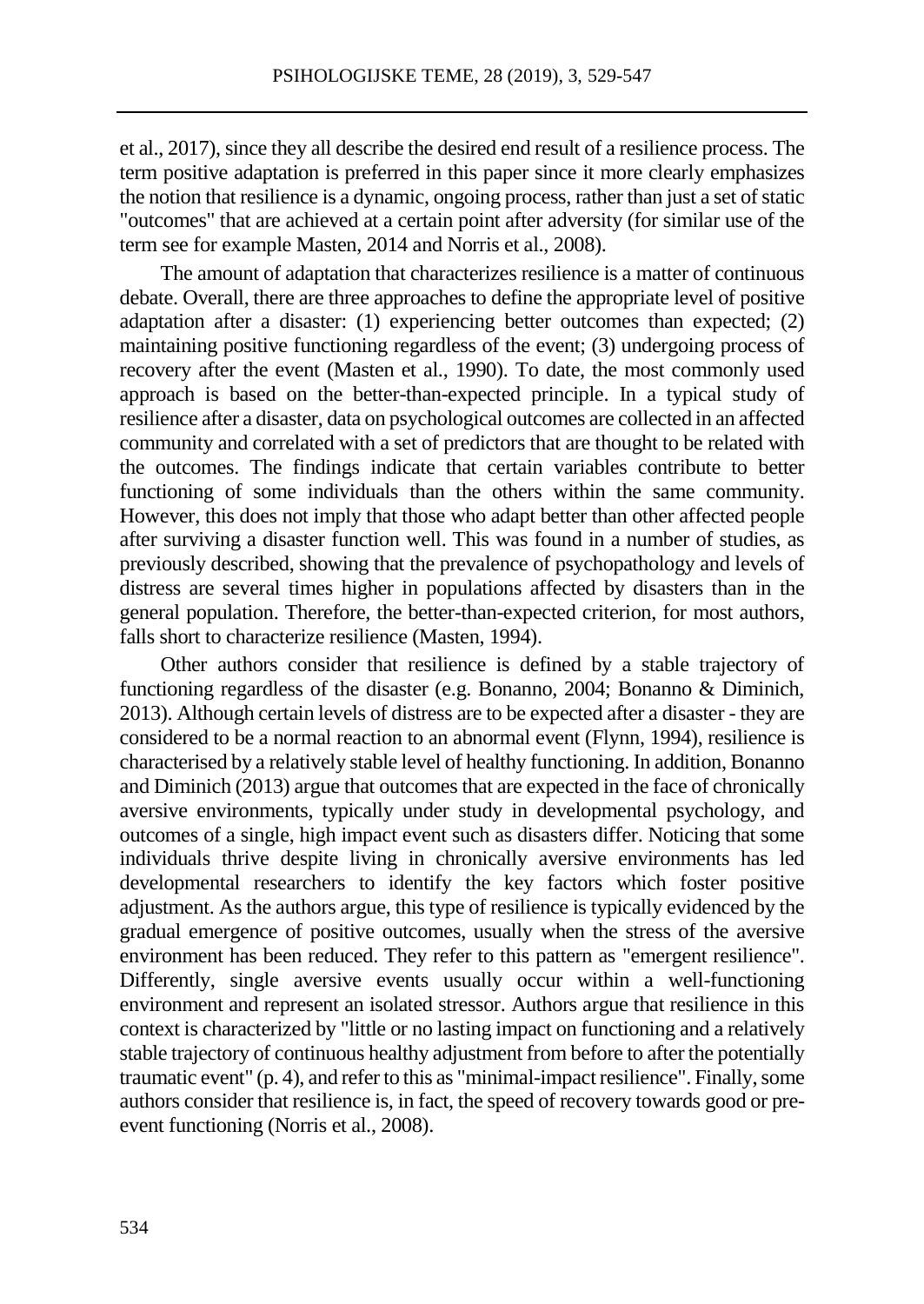et al., 2017), since they all describe the desired end result of a resilience process. The term positive adaptation is preferred in this paper since it more clearly emphasizes the notion that resilience is a dynamic, ongoing process, rather than just a set of static "outcomes" that are achieved at a certain point after adversity (for similar use of the term see for example Masten, 2014 and Norris et al., 2008).

The amount of adaptation that characterizes resilience is a matter of continuous debate. Overall, there are three approaches to define the appropriate level of positive adaptation after a disaster: (1) experiencing better outcomes than expected; (2) maintaining positive functioning regardless of the event; (3) undergoing process of recovery after the event (Masten et al., 1990). To date, the most commonly used approach is based on the better-than-expected principle. In a typical study of resilience after a disaster, data on psychological outcomes are collected in an affected community and correlated with a set of predictors that are thought to be related with the outcomes. The findings indicate that certain variables contribute to better functioning of some individuals than the others within the same community. However, this does not imply that those who adapt better than other affected people after surviving a disaster function well. This was found in a number of studies, as previously described, showing that the prevalence of psychopathology and levels of distress are several times higher in populations affected by disasters than in the general population. Therefore, the better-than-expected criterion, for most authors, falls short to characterize resilience (Masten, 1994).

Other authors consider that resilience is defined by a stable trajectory of functioning regardless of the disaster (e.g. Bonanno, 2004; Bonanno & Diminich, 2013). Although certain levels of distress are to be expected after a disaster - they are considered to be a normal reaction to an abnormal event (Flynn, 1994), resilience is characterised by a relatively stable level of healthy functioning. In addition, Bonanno and Diminich (2013) argue that outcomes that are expected in the face of chronically aversive environments, typically under study in developmental psychology, and outcomes of a single, high impact event such as disasters differ. Noticing that some individuals thrive despite living in chronically aversive environments has led developmental researchers to identify the key factors which foster positive adjustment. As the authors argue, this type of resilience is typically evidenced by the gradual emergence of positive outcomes, usually when the stress of the aversive environment has been reduced. They refer to this pattern as "emergent resilience". Differently, single aversive events usually occur within a well-functioning environment and represent an isolated stressor. Authors argue that resilience in this context is characterized by "little or no lasting impact on functioning and a relatively stable trajectory of continuous healthy adjustment from before to after the potentially traumatic event" (p. 4), and refer to this as "minimal-impact resilience". Finally, some authors consider that resilience is, in fact, the speed of recovery towards good or pre-event functioning (Norris et al., 2008).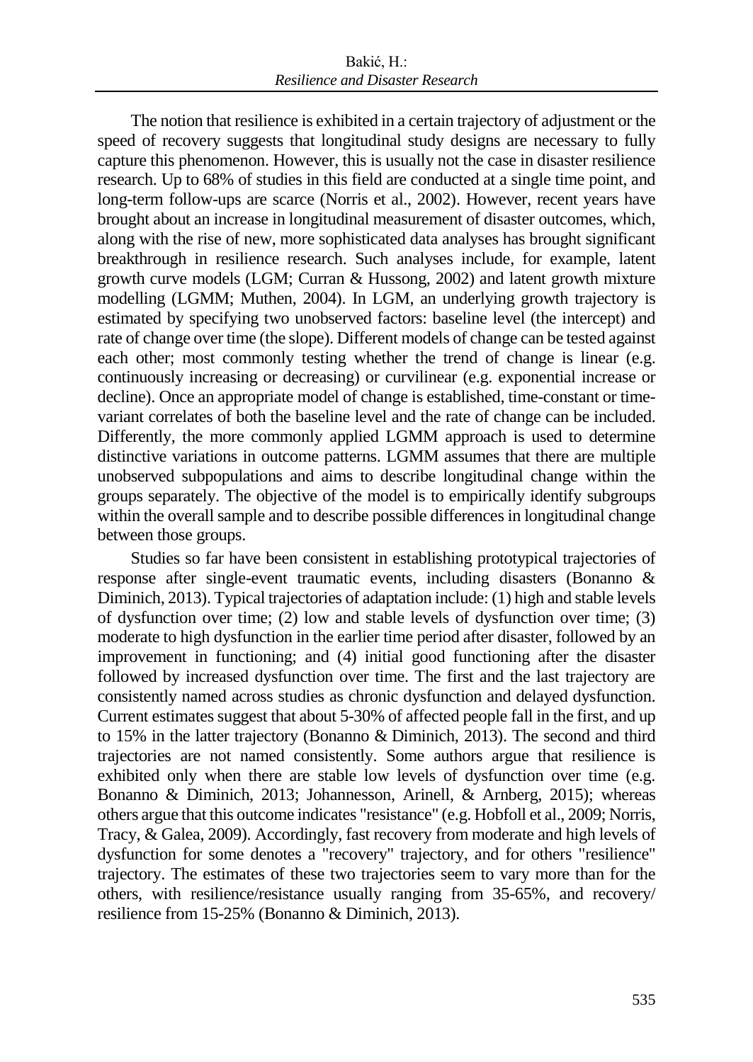The notion that resilience is exhibited in a certain trajectory of adjustment or the speed of recovery suggests that longitudinal study designs are necessary to fully capture this phenomenon. However, this is usually not the case in disaster resilience research. Up to 68% of studies in this field are conducted at a single time point, and long-term follow-ups are scarce (Norris et al., 2002). However, recent years have brought about an increase in longitudinal measurement of disaster outcomes, which, along with the rise of new, more sophisticated data analyses has brought significant breakthrough in resilience research. Such analyses include, for example, latent growth curve models (LGM; Curran & Hussong, 2002) and latent growth mixture modelling (LGMM; Muthen, 2004). In LGM, an underlying growth trajectory is estimated by specifying two unobserved factors: baseline level (the intercept) and rate of change over time (the slope). Different models of change can be tested against each other; most commonly testing whether the trend of change is linear (e.g. continuously increasing or decreasing) or curvilinear (e.g. exponential increase or decline). Once an appropriate model of change is established, time-constant or time-variant correlates of both the baseline level and the rate of change can be included. Differently, the more commonly applied LGMM approach is used to determine distinctive variations in outcome patterns. LGMM assumes that there are multiple unobserved subpopulations and aims to describe longitudinal change within the groups separately. The objective of the model is to empirically identify subgroups within the overall sample and to describe possible differences in longitudinal change between those groups.

Studies so far have been consistent in establishing prototypical trajectories of response after single-event traumatic events, including disasters (Bonanno & Diminich, 2013). Typical trajectories of adaptation include: (1) high and stable levels of dysfunction over time; (2) low and stable levels of dysfunction over time; (3) moderate to high dysfunction in the earlier time period after disaster, followed by an improvement in functioning; and (4) initial good functioning after the disaster followed by increased dysfunction over time. The first and the last trajectory are consistently named across studies as chronic dysfunction and delayed dysfunction. Current estimates suggest that about 5-30% of affected people fall in the first, and up to 15% in the latter trajectory (Bonanno & Diminich, 2013). The second and third trajectories are not named consistently. Some authors argue that resilience is exhibited only when there are stable low levels of dysfunction over time (e.g. Bonanno & Diminich, 2013; Johannesson, Arinell, & Arnberg, 2015); whereas others argue that this outcome indicates "resistance" (e.g. Hobfoll et al., 2009; Norris, Tracy, & Galea, 2009). Accordingly, fast recovery from moderate and high levels of dysfunction for some denotes a "recovery" trajectory, and for others "resilience" trajectory. The estimates of these two trajectories seem to vary more than for the others, with resilience/resistance usually ranging from 35-65%, and recovery/ resilience from 15-25% (Bonanno & Diminich, 2013).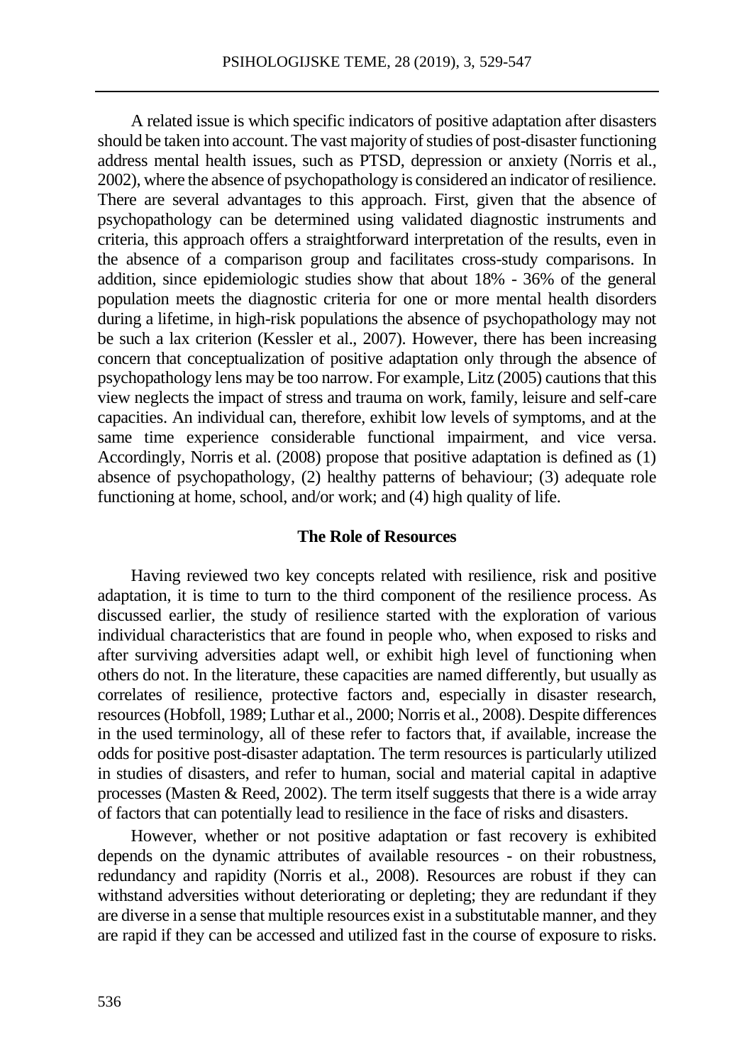A related issue is which specific indicators of positive adaptation after disasters should be taken into account. The vast majority of studies of post-disaster functioning address mental health issues, such as PTSD, depression or anxiety (Norris et al., 2002), where the absence of psychopathology is considered an indicator of resilience. There are several advantages to this approach. First, given that the absence of psychopathology can be determined using validated diagnostic instruments and criteria, this approach offers a straightforward interpretation of the results, even in the absence of a comparison group and facilitates cross-study comparisons. In addition, since epidemiologic studies show that about 18% - 36% of the general population meets the diagnostic criteria for one or more mental health disorders during a lifetime, in high-risk populations the absence of psychopathology may not be such a lax criterion (Kessler et al., 2007). However, there has been increasing concern that conceptualization of positive adaptation only through the absence of psychopathology lens may be too narrow. For example, Litz (2005) cautions that this view neglects the impact of stress and trauma on work, family, leisure and self-care capacities. An individual can, therefore, exhibit low levels of symptoms, and at the same time experience considerable functional impairment, and vice versa. Accordingly, Norris et al. (2008) propose that positive adaptation is defined as (1) absence of psychopathology, (2) healthy patterns of behaviour; (3) adequate role functioning at home, school, and/or work; and (4) high quality of life.

## The Role of Resources

Having reviewed two key concepts related with resilience, risk and positive adaptation, it is time to turn to the third component of the resilience process. As discussed earlier, the study of resilience started with the exploration of various individual characteristics that are found in people who, when exposed to risks and after surviving adversities adapt well, or exhibit high level of functioning when others do not. In the literature, these capacities are named differently, but usually as correlates of resilience, protective factors and, especially in disaster research, resources (Hobfoll, 1989; Luthar et al., 2000; Norris et al., 2008). Despite differences in the used terminology, all of these refer to factors that, if available, increase the odds for positive post-disaster adaptation. The term resources is particularly utilized in studies of disasters, and refer to human, social and material capital in adaptive processes (Masten & Reed, 2002). The term itself suggests that there is a wide array of factors that can potentially lead to resilience in the face of risks and disasters.

However, whether or not positive adaptation or fast recovery is exhibited depends on the dynamic attributes of available resources - on their robustness, redundancy and rapidity (Norris et al., 2008). Resources are robust if they can withstand adversities without deteriorating or depleting; they are redundant if they are diverse in a sense that multiple resources exist in a substitutable manner, and they are rapid if they can be accessed and utilized fast in the course of exposure to risks.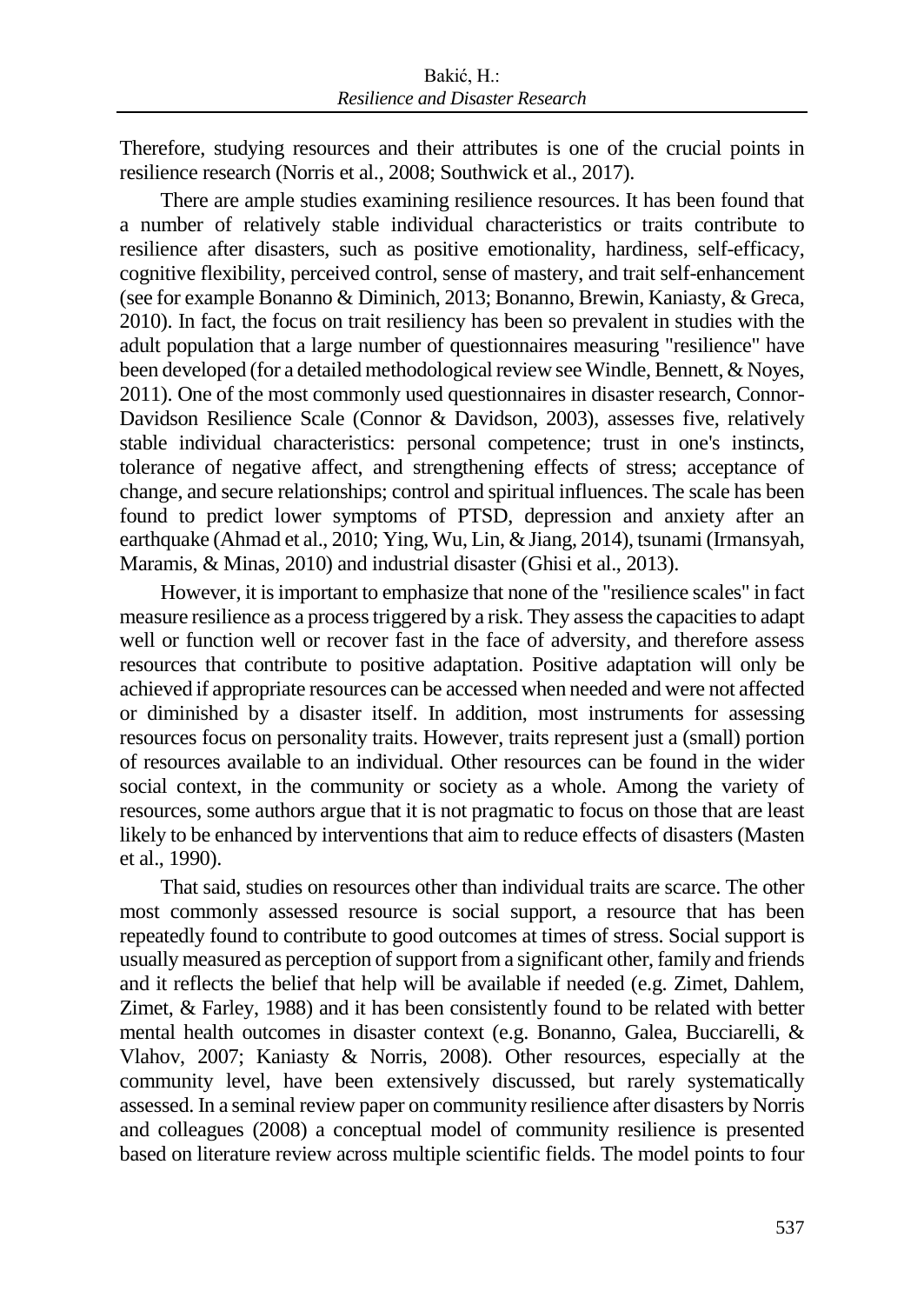Therefore, studying resources and their attributes is one of the crucial points in resilience research (Norris et al., 2008; Southwick et al., 2017).

There are ample studies examining resilience resources. It has been found that a number of relatively stable individual characteristics or traits contribute to resilience after disasters, such as positive emotionality, hardiness, self-efficacy, cognitive flexibility, perceived control, sense of mastery, and trait self-enhancement (see for example Bonanno & Diminich, 2013; Bonanno, Brewin, Kaniasty, & Greca, 2010). In fact, the focus on trait resiliency has been so prevalent in studies with the adult population that a large number of questionnaires measuring "resilience" have been developed (for a detailed methodological review see Windle, Bennett, & Noyes, 2011). One of the most commonly used questionnaires in disaster research, Connor-Davidson Resilience Scale (Connor & Davidson, 2003), assesses five, relatively stable individual characteristics: personal competence; trust in one's instincts, tolerance of negative affect, and strengthening effects of stress; acceptance of change, and secure relationships; control and spiritual influences. The scale has been found to predict lower symptoms of PTSD, depression and anxiety after an earthquake (Ahmad et al., 2010; Ying, Wu, Lin, & Jiang, 2014), tsunami (Irmansyah, Maramis, & Minas, 2010) and industrial disaster (Ghisi et al., 2013).

However, it is important to emphasize that none of the "resilience scales" in fact measure resilience as a process triggered by a risk. They assess the capacities to adapt well or function well or recover fast in the face of adversity, and therefore assess resources that contribute to positive adaptation. Positive adaptation will only be achieved if appropriate resources can be accessed when needed and were not affected or diminished by a disaster itself. In addition, most instruments for assessing resources focus on personality traits. However, traits represent just a (small) portion of resources available to an individual. Other resources can be found in the wider social context, in the community or society as a whole. Among the variety of resources, some authors argue that it is not pragmatic to focus on those that are least likely to be enhanced by interventions that aim to reduce effects of disasters (Masten et al., 1990).

That said, studies on resources other than individual traits are scarce. The other most commonly assessed resource is social support, a resource that has been repeatedly found to contribute to good outcomes at times of stress. Social support is usually measured as perception of support from a significant other, family and friends and it reflects the belief that help will be available if needed (e.g. Zimet, Dahlem, Zimet, & Farley, 1988) and it has been consistently found to be related with better mental health outcomes in disaster context (e.g. Bonanno, Galea, Bucciarelli, & Vlahov, 2007; Kaniasty & Norris, 2008). Other resources, especially at the community level, have been extensively discussed, but rarely systematically assessed. In a seminal review paper on community resilience after disasters by Norris and colleagues (2008) a conceptual model of community resilience is presented based on literature review across multiple scientific fields. The model points to four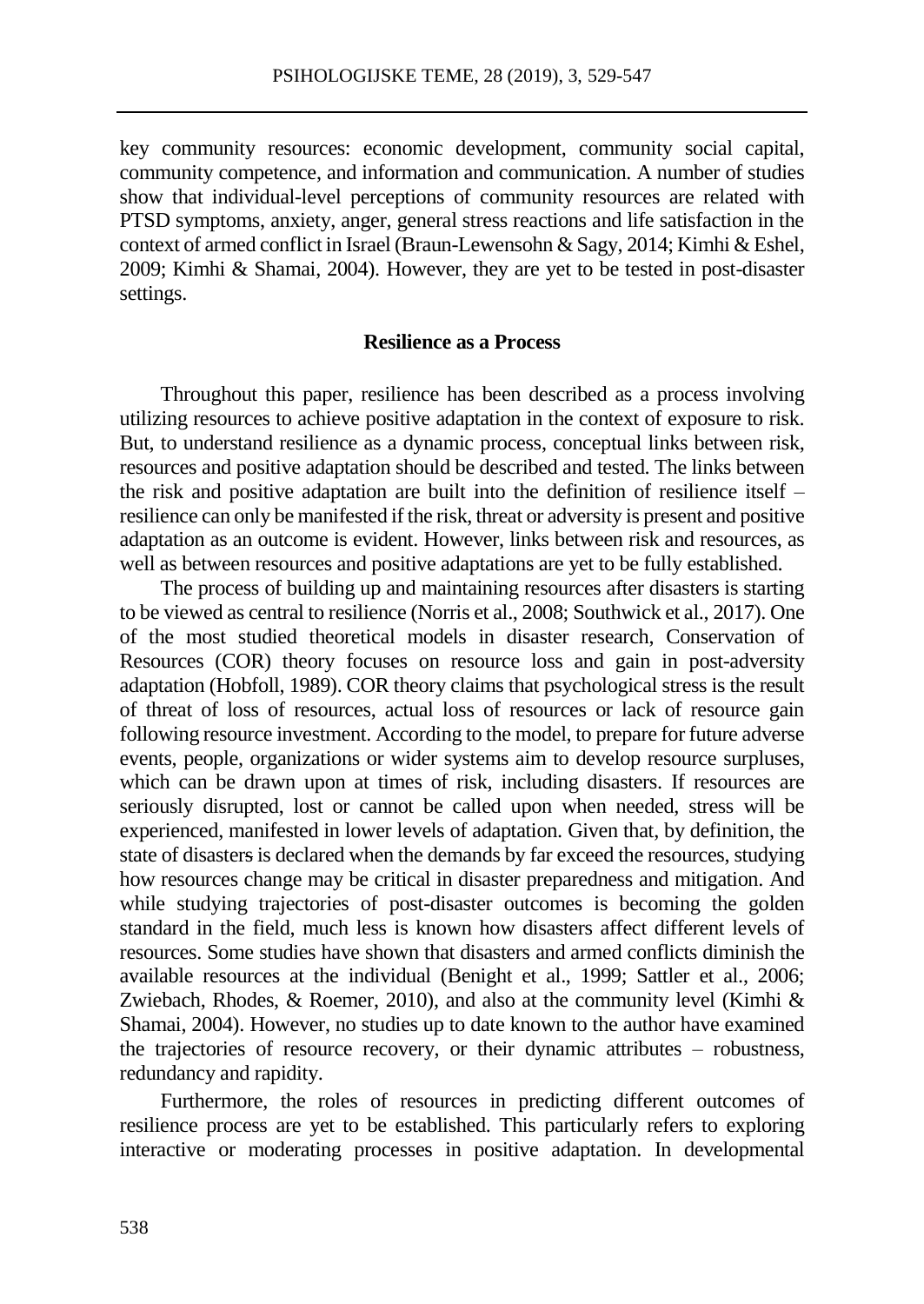key community resources: economic development, community social capital, community competence, and information and communication. A number of studies show that individual-level perceptions of community resources are related with PTSD symptoms, anxiety, anger, general stress reactions and life satisfaction in the context of armed conflict in Israel (Braun-Lewensohn & Sagy, 2014; Kimhi & Eshel, 2009; Kimhi & Shamai, 2004). However, they are yet to be tested in post-disaster settings.

### Resilience as a Process

Throughout this paper, resilience has been described as a process involving utilizing resources to achieve positive adaptation in the context of exposure to risk. But, to understand resilience as a dynamic process, conceptual links between risk, resources and positive adaptation should be described and tested. The links between the risk and positive adaptation are built into the definition of resilience itself – resilience can only be manifested if the risk, threat or adversity is present and positive adaptation as an outcome is evident. However, links between risk and resources, as well as between resources and positive adaptations are yet to be fully established.

The process of building up and maintaining resources after disasters is starting to be viewed as central to resilience (Norris et al., 2008; Southwick et al., 2017). One of the most studied theoretical models in disaster research, Conservation of Resources (COR) theory focuses on resource loss and gain in post-adversity adaptation (Hobfoll, 1989). COR theory claims that psychological stress is the result of threat of loss of resources, actual loss of resources or lack of resource gain following resource investment. According to the model, to prepare for future adverse events, people, organizations or wider systems aim to develop resource surpluses, which can be drawn upon at times of risk, including disasters. If resources are seriously disrupted, lost or cannot be called upon when needed, stress will be experienced, manifested in lower levels of adaptation. Given that, by definition, the state of disasters is declared when the demands by far exceed the resources, studying how resources change may be critical in disaster preparedness and mitigation. And while studying trajectories of post-disaster outcomes is becoming the golden standard in the field, much less is known how disasters affect different levels of resources. Some studies have shown that disasters and armed conflicts diminish the available resources at the individual (Benight et al., 1999; Sattler et al., 2006; Zwiebach, Rhodes, & Roemer, 2010), and also at the community level (Kimhi & Shamai, 2004). However, no studies up to date known to the author have examined the trajectories of resource recovery, or their dynamic attributes – robustness, redundancy and rapidity.

Furthermore, the roles of resources in predicting different outcomes of resilience process are yet to be established. This particularly refers to exploring interactive or moderating processes in positive adaptation. In developmental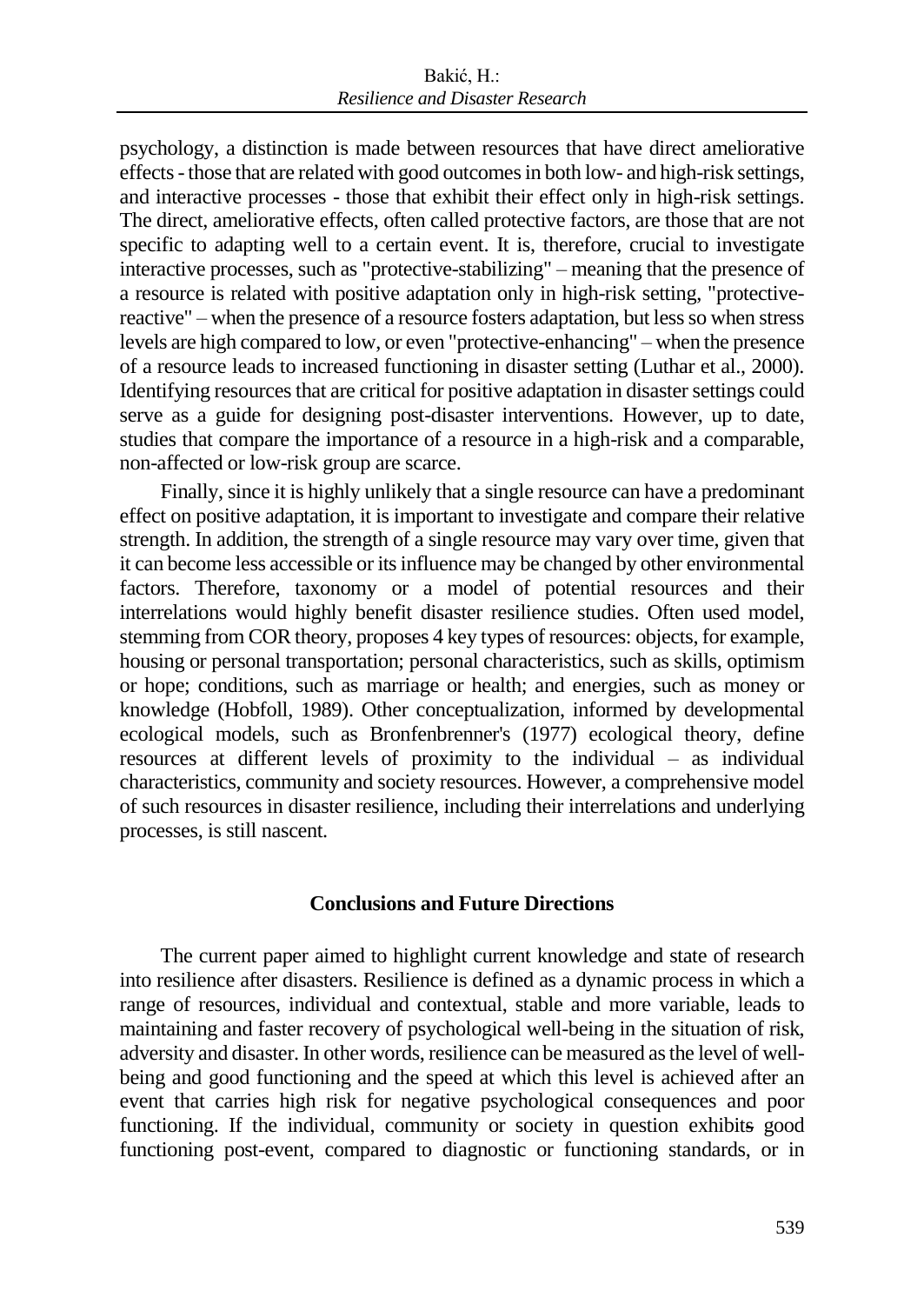psychology, a distinction is made between resources that have direct ameliorative effects - those that are related with good outcomes in both low- and high-risk settings, and interactive processes - those that exhibit their effect only in high-risk settings. The direct, ameliorative effects, often called protective factors, are those that are not specific to adapting well to a certain event. It is, therefore, crucial to investigate interactive processes, such as "protective-stabilizing" – meaning that the presence of a resource is related with positive adaptation only in high-risk setting, "protective-reactive" – when the presence of a resource fosters adaptation, but less so when stress levels are high compared to low, or even "protective-enhancing" – when the presence of a resource leads to increased functioning in disaster setting (Luthar et al., 2000). Identifying resources that are critical for positive adaptation in disaster settings could serve as a guide for designing post-disaster interventions. However, up to date, studies that compare the importance of a resource in a high-risk and a comparable, non-affected or low-risk group are scarce.

Finally, since it is highly unlikely that a single resource can have a predominant effect on positive adaptation, it is important to investigate and compare their relative strength. In addition, the strength of a single resource may vary over time, given that it can become less accessible or its influence may be changed by other environmental factors. Therefore, taxonomy or a model of potential resources and their interrelations would highly benefit disaster resilience studies. Often used model, stemming from COR theory, proposes 4 key types of resources: objects, for example, housing or personal transportation; personal characteristics, such as skills, optimism or hope; conditions, such as marriage or health; and energies, such as money or knowledge (Hobfoll, 1989). Other conceptualization, informed by developmental ecological models, such as Bronfenbrenner's (1977) ecological theory, define resources at different levels of proximity to the individual – as individual characteristics, community and society resources. However, a comprehensive model of such resources in disaster resilience, including their interrelations and underlying processes, is still nascent.

## Conclusions and Future Directions

The current paper aimed to highlight current knowledge and state of research into resilience after disasters. Resilience is defined as a dynamic process in which a range of resources, individual and contextual, stable and more variable, leads to maintaining and faster recovery of psychological well-being in the situation of risk, adversity and disaster. In other words, resilience can be measured as the level of well-being and good functioning and the speed at which this level is achieved after an event that carries high risk for negative psychological consequences and poor functioning. If the individual, community or society in question exhibits good functioning post-event, compared to diagnostic or functioning standards, or in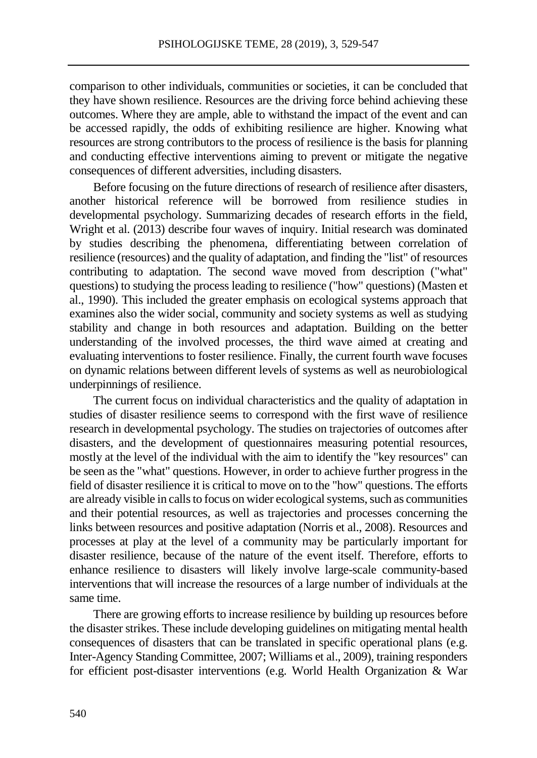comparison to other individuals, communities or societies, it can be concluded that they have shown resilience. Resources are the driving force behind achieving these outcomes. Where they are ample, able to withstand the impact of the event and can be accessed rapidly, the odds of exhibiting resilience are higher. Knowing what resources are strong contributors to the process of resilience is the basis for planning and conducting effective interventions aiming to prevent or mitigate the negative consequences of different adversities, including disasters.

Before focusing on the future directions of research of resilience after disasters, another historical reference will be borrowed from resilience studies in developmental psychology. Summarizing decades of research efforts in the field, Wright et al. (2013) describe four waves of inquiry. Initial research was dominated by studies describing the phenomena, differentiating between correlation of resilience (resources) and the quality of adaptation, and finding the "list" of resources contributing to adaptation. The second wave moved from description ("what" questions) to studying the process leading to resilience ("how" questions) (Masten et al., 1990). This included the greater emphasis on ecological systems approach that examines also the wider social, community and society systems as well as studying stability and change in both resources and adaptation. Building on the better understanding of the involved processes, the third wave aimed at creating and evaluating interventions to foster resilience. Finally, the current fourth wave focuses on dynamic relations between different levels of systems as well as neurobiological underpinnings of resilience.

The current focus on individual characteristics and the quality of adaptation in studies of disaster resilience seems to correspond with the first wave of resilience research in developmental psychology. The studies on trajectories of outcomes after disasters, and the development of questionnaires measuring potential resources, mostly at the level of the individual with the aim to identify the "key resources" can be seen as the "what" questions. However, in order to achieve further progress in the field of disaster resilience it is critical to move on to the "how" questions. The efforts are already visible in calls to focus on wider ecological systems, such as communities and their potential resources, as well as trajectories and processes concerning the links between resources and positive adaptation (Norris et al., 2008). Resources and processes at play at the level of a community may be particularly important for disaster resilience, because of the nature of the event itself. Therefore, efforts to enhance resilience to disasters will likely involve large-scale community-based interventions that will increase the resources of a large number of individuals at the same time.

There are growing efforts to increase resilience by building up resources before the disaster strikes. These include developing guidelines on mitigating mental health consequences of disasters that can be translated in specific operational plans (e.g. Inter-Agency Standing Committee, 2007; Williams et al., 2009), training responders for efficient post-disaster interventions (e.g. World Health Organization & War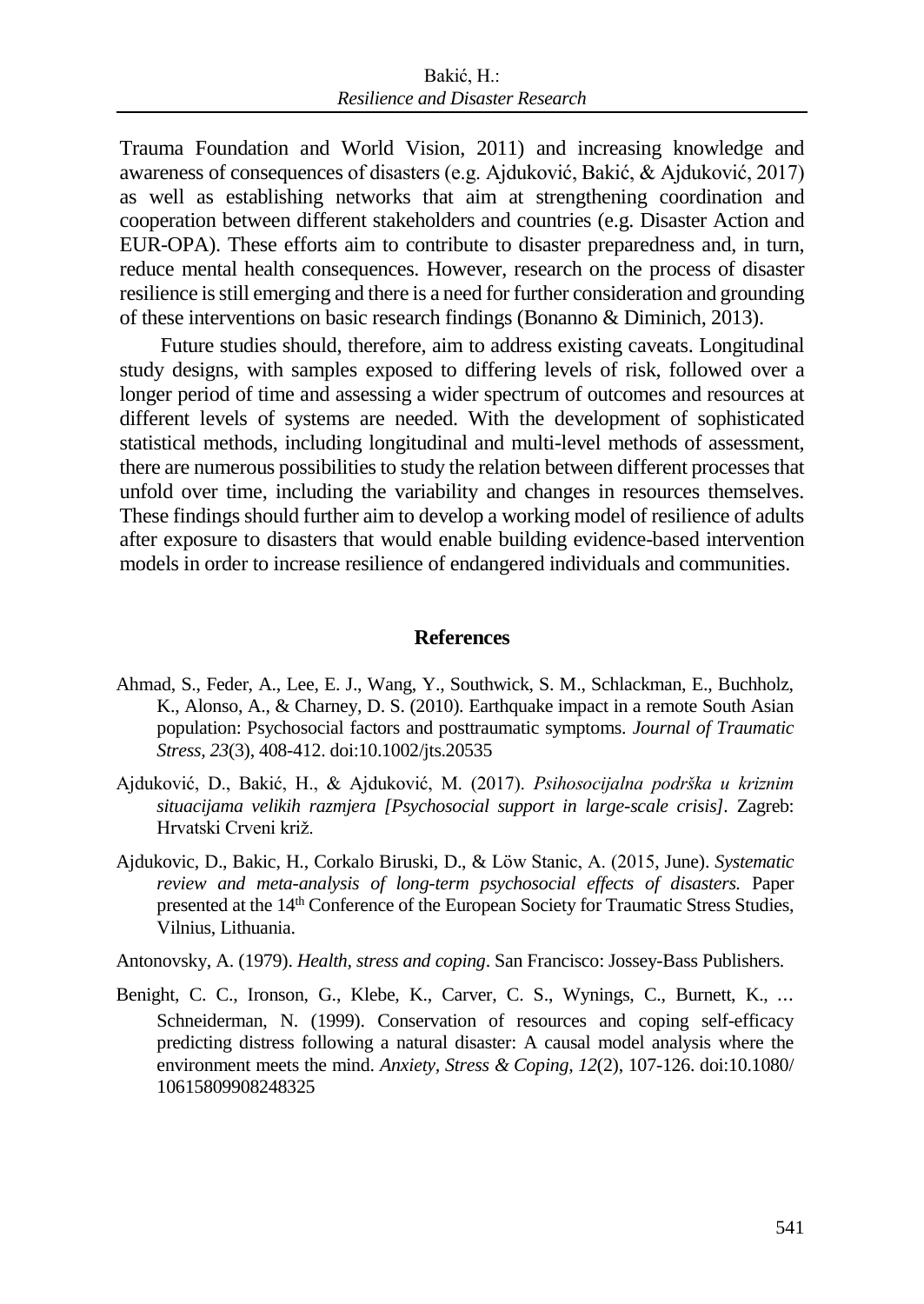Trauma Foundation and World Vision, 2011) and increasing knowledge and awareness of consequences of disasters (e.g. Ajduković, Bakić, & Ajduković, 2017) as well as establishing networks that aim at strengthening coordination and cooperation between different stakeholders and countries (e.g. Disaster Action and EUR-OPA). These efforts aim to contribute to disaster preparedness and, in turn, reduce mental health consequences. However, research on the process of disaster resilience is still emerging and there is a need for further consideration and grounding of these interventions on basic research findings (Bonanno & Diminich, 2013).

Future studies should, therefore, aim to address existing caveats. Longitudinal study designs, with samples exposed to differing levels of risk, followed over a longer period of time and assessing a wider spectrum of outcomes and resources at different levels of systems are needed. With the development of sophisticated statistical methods, including longitudinal and multi-level methods of assessment, there are numerous possibilities to study the relation between different processes that unfold over time, including the variability and changes in resources themselves. These findings should further aim to develop a working model of resilience of adults after exposure to disasters that would enable building evidence-based intervention models in order to increase resilience of endangered individuals and communities.

## References

Ahmad, S., Feder, A., Lee, E. J., Wang, Y., Southwick, S. M., Schlackman, E., Buchholz, K., Alonso, A., & Charney, D. S. (2010). Earthquake impact in a remote South Asian population: Psychosocial factors and posttraumatic symptoms. *Journal of Traumatic Stress, 23*(3), 408-412. doi:10.1002/jts.20535

Ajduković, D., Bakić, H., & Ajduković, M. (2017). *Psihosocijalna podrška u kriznim situacijama velikih razmjera [Psychosocial support in large-scale crisis]*. Zagreb: Hrvatski Crveni križ.

Ajdukovic, D., Bakic, H., Corkalo Biruski, D., & Löw Stanic, A. (2015, June). *Systematic review and meta-analysis of long-term psychosocial effects of disasters.* Paper presented at the 14th Conference of the European Society for Traumatic Stress Studies, Vilnius, Lithuania.

Antonovsky, A. (1979). *Health, stress and coping*. San Francisco: Jossey-Bass Publishers.

Benight, C. C., Ironson, G., Klebe, K., Carver, C. S., Wynings, C., Burnett, K., … Schneiderman, N. (1999). Conservation of resources and coping self-efficacy predicting distress following a natural disaster: A causal model analysis where the environment meets the mind. *Anxiety, Stress & Coping, 12*(2), 107-126. doi:10.1080/10615809908248325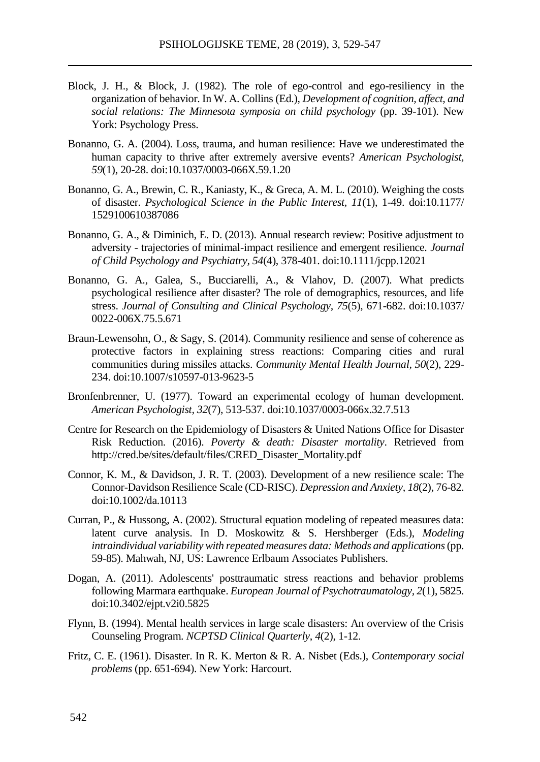Block, J. H., & Block, J. (1982). The role of ego-control and ego-resiliency in the organization of behavior. In W. A. Collins (Ed.), *Development of cognition, affect, and social relations: The Minnesota symposia on child psychology* (pp. 39-101). New York: Psychology Press.

Bonanno, G. A. (2004). Loss, trauma, and human resilience: Have we underestimated the human capacity to thrive after extremely aversive events? *American Psychologist, 59*(1), 20-28. doi:10.1037/0003-066X.59.1.20

Bonanno, G. A., Brewin, C. R., Kaniasty, K., & Greca, A. M. L. (2010). Weighing the costs of disaster. *Psychological Science in the Public Interest, 11*(1), 1-49. doi:10.1177/1529100610387086

Bonanno, G. A., & Diminich, E. D. (2013). Annual research review: Positive adjustment to adversity - trajectories of minimal-impact resilience and emergent resilience. *Journal of Child Psychology and Psychiatry, 54*(4), 378-401. doi:10.1111/jcpp.12021

Bonanno, G. A., Galea, S., Bucciarelli, A., & Vlahov, D. (2007). What predicts psychological resilience after disaster? The role of demographics, resources, and life stress. *Journal of Consulting and Clinical Psychology, 75*(5), 671-682. doi:10.1037/0022-006X.75.5.671

Braun-Lewensohn, O., & Sagy, S. (2014). Community resilience and sense of coherence as protective factors in explaining stress reactions: Comparing cities and rural communities during missiles attacks. *Community Mental Health Journal, 50*(2), 229-234. doi:10.1007/s10597-013-9623-5

Bronfenbrenner, U. (1977). Toward an experimental ecology of human development. *American Psychologist, 32*(7), 513-537. doi:10.1037/0003-066x.32.7.513

Centre for Research on the Epidemiology of Disasters & United Nations Office for Disaster Risk Reduction. (2016). *Poverty & death: Disaster mortality*. Retrieved from http://cred.be/sites/default/files/CRED_Disaster_Mortality.pdf

Connor, K. M., & Davidson, J. R. T. (2003). Development of a new resilience scale: The Connor-Davidson Resilience Scale (CD-RISC). *Depression and Anxiety, 18*(2), 76-82. doi:10.1002/da.10113

Curran, P., & Hussong, A. (2002). Structural equation modeling of repeated measures data: latent curve analysis. In D. Moskowitz & S. Hershberger (Eds.), *Modeling intraindividual variability with repeated measures data: Methods and applications* (pp. 59-85). Mahwah, NJ, US: Lawrence Erlbaum Associates Publishers.

Dogan, A. (2011). Adolescents' posttraumatic stress reactions and behavior problems following Marmara earthquake. *European Journal of Psychotraumatology, 2*(1), 5825. doi:10.3402/ejpt.v2i0.5825

Flynn, B. (1994). Mental health services in large scale disasters: An overview of the Crisis Counseling Program. *NCPTSD Clinical Quarterly, 4*(2), 1-12.

Fritz, C. E. (1961). Disaster. In R. K. Merton & R. A. Nisbet (Eds.), *Contemporary social problems* (pp. 651-694). New York: Harcourt.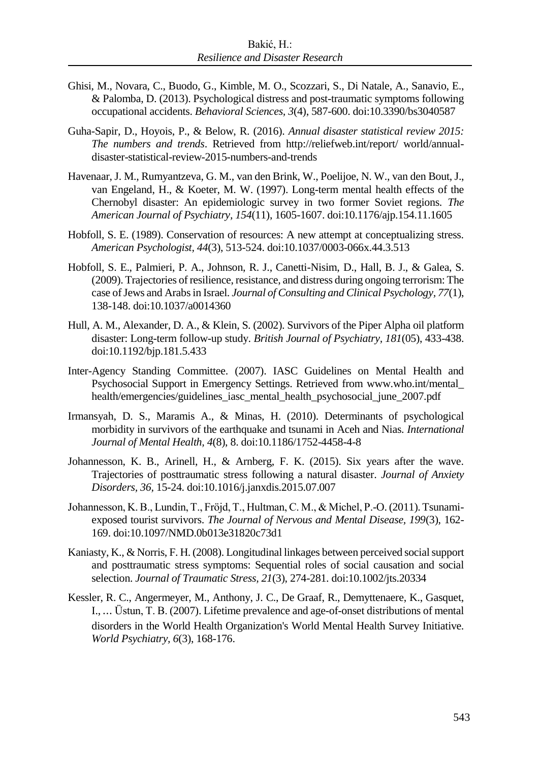Ghisi, M., Novara, C., Buodo, G., Kimble, M. O., Scozzari, S., Di Natale, A., Sanavio, E., & Palomba, D. (2013). Psychological distress and post-traumatic symptoms following occupational accidents. *Behavioral Sciences*, *3*(4), 587-600. doi:10.3390/bs3040587

Guha-Sapir, D., Hoyois, P., & Below, R. (2016). *Annual disaster statistical review 2015: The numbers and trends*. Retrieved from http://reliefweb.int/report/ world/annual-disaster-statistical-review-2015-numbers-and-trends

Havenaar, J. M., Rumyantzeva, G. M., van den Brink, W., Poelijoe, N. W., van den Bout, J., van Engeland, H., & Koeter, M. W. (1997). Long-term mental health effects of the Chernobyl disaster: An epidemiologic survey in two former Soviet regions. *The American Journal of Psychiatry, 154*(11), 1605-1607. doi:10.1176/ajp.154.11.1605

Hobfoll, S. E. (1989). Conservation of resources: A new attempt at conceptualizing stress. *American Psychologist, 44*(3), 513-524. doi:10.1037/0003-066x.44.3.513

Hobfoll, S. E., Palmieri, P. A., Johnson, R. J., Canetti-Nisim, D., Hall, B. J., & Galea, S. (2009). Trajectories of resilience, resistance, and distress during ongoing terrorism: The case of Jews and Arabs in Israel. *Journal of Consulting and Clinical Psychology, 77*(1), 138-148. doi:10.1037/a0014360

Hull, A. M., Alexander, D. A., & Klein, S. (2002). Survivors of the Piper Alpha oil platform disaster: Long-term follow-up study. *British Journal of Psychiatry, 181*(05), 433-438. doi:10.1192/bjp.181.5.433

Inter-Agency Standing Committee. (2007). IASC Guidelines on Mental Health and Psychosocial Support in Emergency Settings. Retrieved from www.who.int/mental_ health/emergencies/guidelines_iasc_mental_health_psychosocial_june_2007.pdf

Irmansyah, D. S., Maramis A., & Minas, H. (2010). Determinants of psychological morbidity in survivors of the earthquake and tsunami in Aceh and Nias. *International Journal of Mental Health, 4*(8), 8. doi:10.1186/1752-4458-4-8

Johannesson, K. B., Arinell, H., & Arnberg, F. K. (2015). Six years after the wave. Trajectories of posttraumatic stress following a natural disaster. *Journal of Anxiety Disorders*, *36*, 15-24. doi:10.1016/j.janxdis.2015.07.007

Johannesson, K. B., Lundin, T., Fröjd, T., Hultman, C. M., & Michel, P.-O. (2011). Tsunami-exposed tourist survivors. *The Journal of Nervous and Mental Disease, 199*(3), 162-169. doi:10.1097/NMD.0b013e31820c73d1

Kaniasty, K., & Norris, F. H. (2008). Longitudinal linkages between perceived social support and posttraumatic stress symptoms: Sequential roles of social causation and social selection. *Journal of Traumatic Stress*, *21*(3), 274-281. doi:10.1002/jts.20334

Kessler, R. C., Angermeyer, M., Anthony, J. C., De Graaf, R., Demyttenaere, K., Gasquet, I., … Üstun, T. B. (2007). Lifetime prevalence and age-of-onset distributions of mental disorders in the World Health Organization's World Mental Health Survey Initiative. *World Psychiatry, 6*(3), 168-176.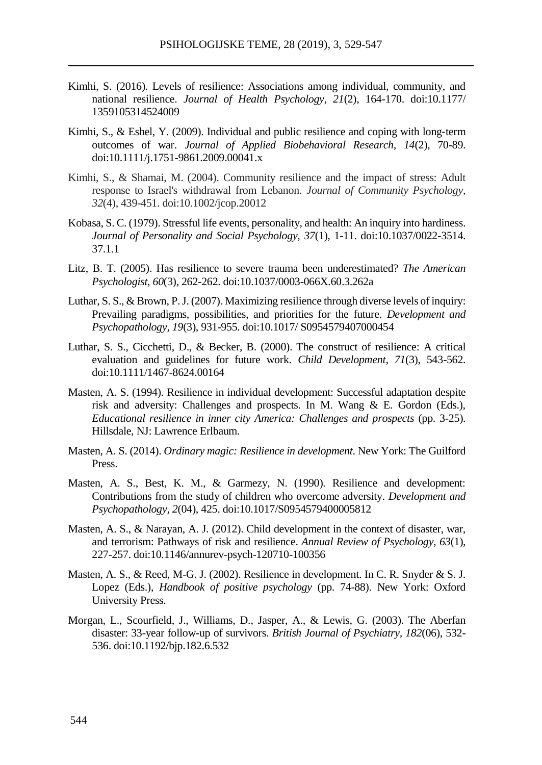Kimhi, S. (2016). Levels of resilience: Associations among individual, community, and national resilience. *Journal of Health Psychology, 21*(2), 164-170. doi:10.1177/1359105314524009

Kimhi, S., & Eshel, Y. (2009). Individual and public resilience and coping with long-term outcomes of war. *Journal of Applied Biobehavioral Research, 14*(2), 70-89. doi:10.1111/j.1751-9861.2009.00041.x

Kimhi, S., & Shamai, M. (2004). Community resilience and the impact of stress: Adult response to Israel's withdrawal from Lebanon. *Journal of Community Psychology, 32*(4), 439-451. doi:10.1002/jcop.20012

Kobasa, S. C. (1979). Stressful life events, personality, and health: An inquiry into hardiness. *Journal of Personality and Social Psychology, 37*(1), 1-11. doi:10.1037/0022-3514.37.1.1

Litz, B. T. (2005). Has resilience to severe trauma been underestimated? *The American Psychologist, 60*(3), 262-262. doi:10.1037/0003-066X.60.3.262a

Luthar, S. S., & Brown, P. J. (2007). Maximizing resilience through diverse levels of inquiry: Prevailing paradigms, possibilities, and priorities for the future. *Development and Psychopathology, 19*(3), 931-955. doi:10.1017/ S0954579407000454

Luthar, S. S., Cicchetti, D., & Becker, B. (2000). The construct of resilience: A critical evaluation and guidelines for future work. *Child Development, 71*(3), 543-562. doi:10.1111/1467-8624.00164

Masten, A. S. (1994). Resilience in individual development: Successful adaptation despite risk and adversity: Challenges and prospects. In M. Wang & E. Gordon (Eds.), *Educational resilience in inner city America: Challenges and prospects* (pp. 3-25). Hillsdale, NJ: Lawrence Erlbaum.

Masten, A. S. (2014). *Ordinary magic: Resilience in development*. New York: The Guilford Press.

Masten, A. S., Best, K. M., & Garmezy, N. (1990). Resilience and development: Contributions from the study of children who overcome adversity. *Development and Psychopathology, 2*(04), 425. doi:10.1017/S0954579400005812

Masten, A. S., & Narayan, A. J. (2012). Child development in the context of disaster, war, and terrorism: Pathways of risk and resilience. *Annual Review of Psychology, 63*(1), 227-257. doi:10.1146/annurev-psych-120710-100356

Masten, A. S., & Reed, M-G. J. (2002). Resilience in development. In C. R. Snyder & S. J. Lopez (Eds.), *Handbook of positive psychology* (pp. 74-88). New York: Oxford University Press.

Morgan, L., Scourfield, J., Williams, D., Jasper, A., & Lewis, G. (2003). The Aberfan disaster: 33-year follow-up of survivors. *British Journal of Psychiatry, 182*(06), 532-536. doi:10.1192/bjp.182.6.532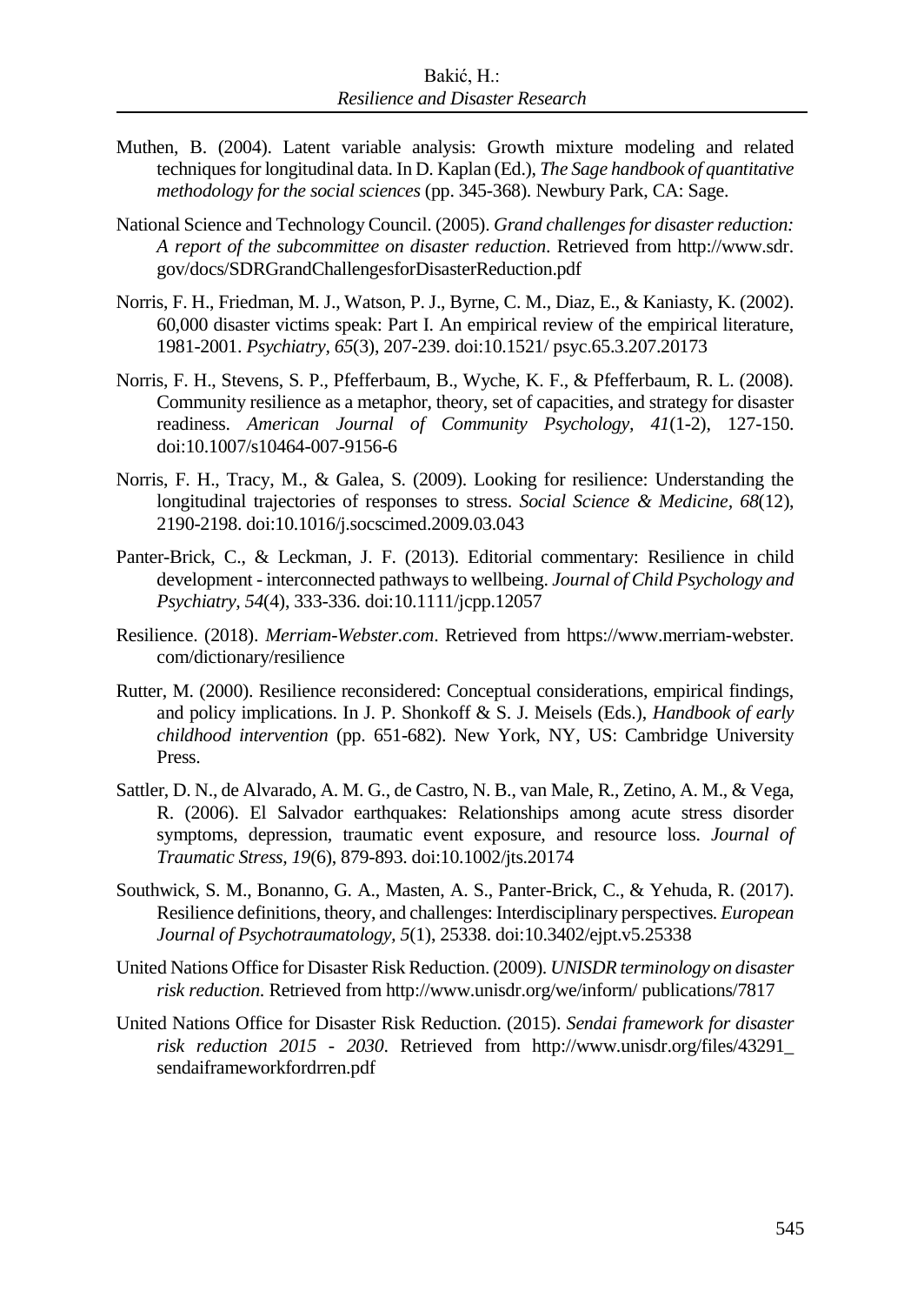Muthen, B. (2004). Latent variable analysis: Growth mixture modeling and related techniques for longitudinal data. In D. Kaplan (Ed.), *The Sage handbook of quantitative methodology for the social sciences* (pp. 345-368). Newbury Park, CA: Sage.

National Science and Technology Council. (2005). *Grand challenges for disaster reduction: A report of the subcommittee on disaster reduction*. Retrieved from http://www.sdr.gov/docs/SDRGrandChallengesforDisasterReduction.pdf

Norris, F. H., Friedman, M. J., Watson, P. J., Byrne, C. M., Diaz, E., & Kaniasty, K. (2002). 60,000 disaster victims speak: Part I. An empirical review of the empirical literature, 1981-2001. *Psychiatry, 65*(3), 207-239. doi:10.1521/ psyc.65.3.207.20173

Norris, F. H., Stevens, S. P., Pfefferbaum, B., Wyche, K. F., & Pfefferbaum, R. L. (2008). Community resilience as a metaphor, theory, set of capacities, and strategy for disaster readiness. *American Journal of Community Psychology, 41*(1-2), 127-150. doi:10.1007/s10464-007-9156-6

Norris, F. H., Tracy, M., & Galea, S. (2009). Looking for resilience: Understanding the longitudinal trajectories of responses to stress. *Social Science & Medicine, 68*(12), 2190-2198. doi:10.1016/j.socscimed.2009.03.043

Panter-Brick, C., & Leckman, J. F. (2013). Editorial commentary: Resilience in child development - interconnected pathways to wellbeing. *Journal of Child Psychology and Psychiatry, 54*(4), 333-336. doi:10.1111/jcpp.12057

Resilience. (2018). *Merriam-Webster.com*. Retrieved from https://www.merriam-webster.com/dictionary/resilience

Rutter, M. (2000). Resilience reconsidered: Conceptual considerations, empirical findings, and policy implications. In J. P. Shonkoff & S. J. Meisels (Eds.), *Handbook of early childhood intervention* (pp. 651-682). New York, NY, US: Cambridge University Press.

Sattler, D. N., de Alvarado, A. M. G., de Castro, N. B., van Male, R., Zetino, A. M., & Vega, R. (2006). El Salvador earthquakes: Relationships among acute stress disorder symptoms, depression, traumatic event exposure, and resource loss. *Journal of Traumatic Stress, 19*(6), 879-893. doi:10.1002/jts.20174

Southwick, S. M., Bonanno, G. A., Masten, A. S., Panter-Brick, C., & Yehuda, R. (2017). Resilience definitions, theory, and challenges: Interdisciplinary perspectives. *European Journal of Psychotraumatology, 5*(1), 25338. doi:10.3402/ejpt.v5.25338

United Nations Office for Disaster Risk Reduction. (2009). *UNISDR terminology on disaster risk reduction*. Retrieved from http://www.unisdr.org/we/inform/ publications/7817

United Nations Office for Disaster Risk Reduction. (2015). *Sendai framework for disaster risk reduction 2015 - 2030*. Retrieved from http://www.unisdr.org/files/43291_sendaiframeworkfordrren.pdf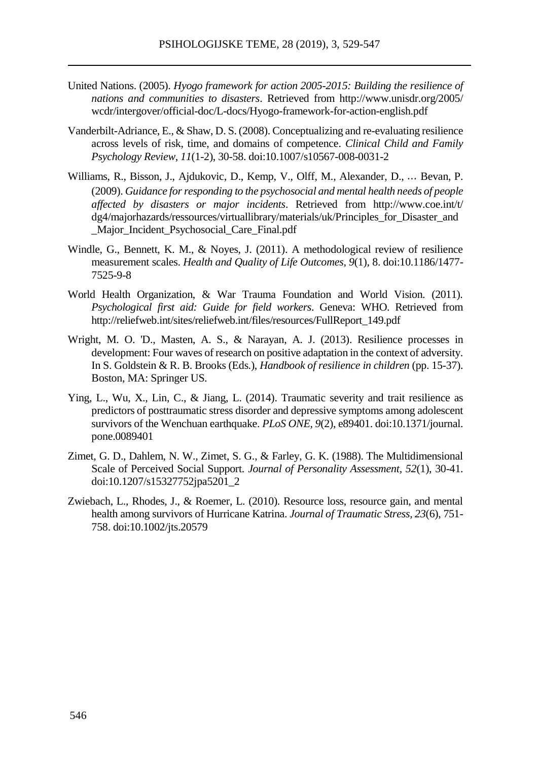United Nations. (2005). *Hyogo framework for action 2005-2015: Building the resilience of nations and communities to disasters*. Retrieved from http://www.unisdr.org/2005/wcdr/intergover/official-doc/L-docs/Hyogo-framework-for-action-english.pdf

Vanderbilt-Adriance, E., & Shaw, D. S. (2008). Conceptualizing and re-evaluating resilience across levels of risk, time, and domains of competence. *Clinical Child and Family Psychology Review, 11*(1-2), 30-58. doi:10.1007/s10567-008-0031-2

Williams, R., Bisson, J., Ajdukovic, D., Kemp, V., Olff, M., Alexander, D., … Bevan, P. (2009). *Guidance for responding to the psychosocial and mental health needs of people affected by disasters or major incidents*. Retrieved from http://www.coe.int/t/dg4/majorhazards/ressources/virtuallibrary/materials/uk/Principles_for_Disaster_and_Major_Incident_Psychosocial_Care_Final.pdf

Windle, G., Bennett, K. M., & Noyes, J. (2011). A methodological review of resilience measurement scales. *Health and Quality of Life Outcomes, 9*(1), 8. doi:10.1186/1477-7525-9-8

World Health Organization, & War Trauma Foundation and World Vision. (2011). *Psychological first aid: Guide for field workers*. Geneva: WHO. Retrieved from http://reliefweb.int/sites/reliefweb.int/files/resources/FullReport_149.pdf

Wright, M. O. 'D., Masten, A. S., & Narayan, A. J. (2013). Resilience processes in development: Four waves of research on positive adaptation in the context of adversity. In S. Goldstein & R. B. Brooks (Eds.), *Handbook of resilience in children* (pp. 15-37). Boston, MA: Springer US.

Ying, L., Wu, X., Lin, C., & Jiang, L. (2014). Traumatic severity and trait resilience as predictors of posttraumatic stress disorder and depressive symptoms among adolescent survivors of the Wenchuan earthquake. *PLoS ONE, 9*(2), e89401. doi:10.1371/journal.pone.0089401

Zimet, G. D., Dahlem, N. W., Zimet, S. G., & Farley, G. K. (1988). The Multidimensional Scale of Perceived Social Support. *Journal of Personality Assessment, 52*(1), 30-41. doi:10.1207/s15327752jpa5201_2

Zwiebach, L., Rhodes, J., & Roemer, L. (2010). Resource loss, resource gain, and mental health among survivors of Hurricane Katrina. *Journal of Traumatic Stress, 23*(6), 751-758. doi:10.1002/jts.20579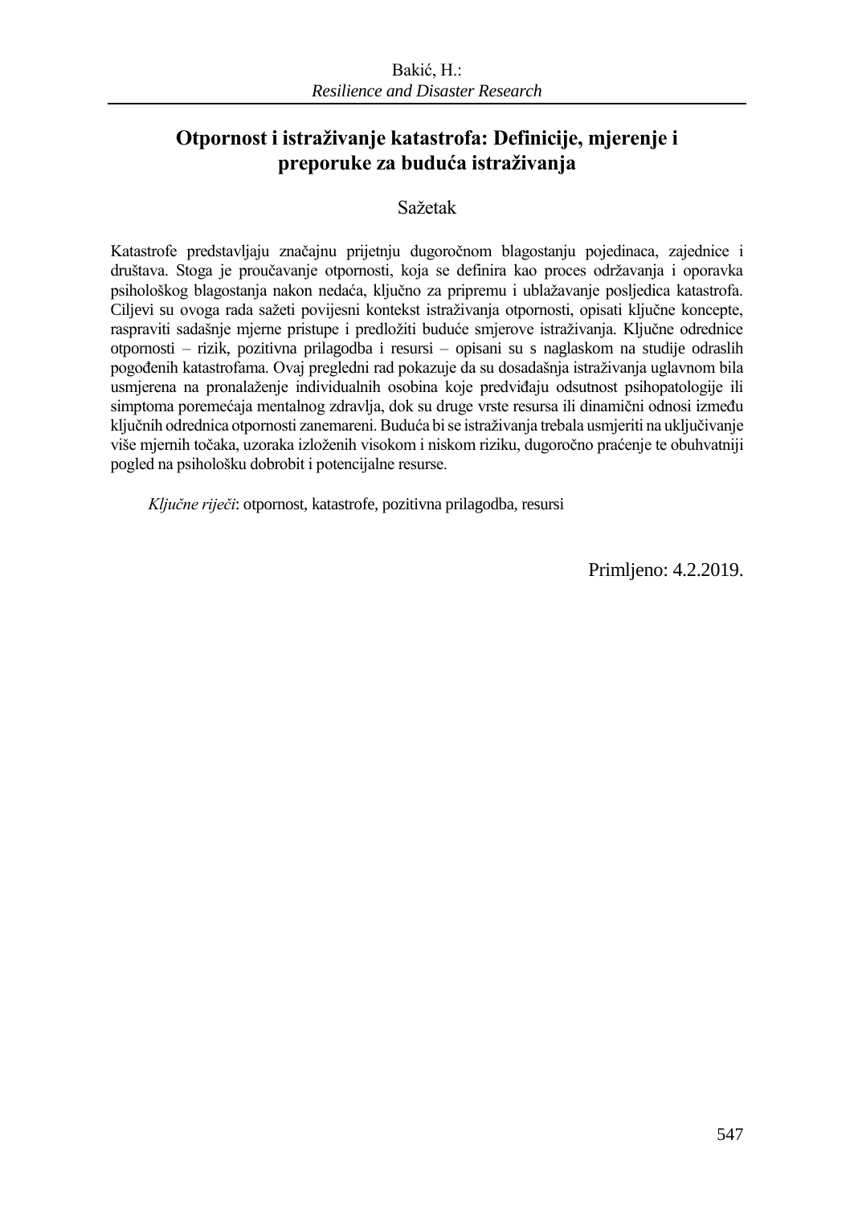# Otpornost i istraživanje katastrofa: Definicije, mjerenje i preporuke za buduća istraživanja

## Sažetak

Katastrofe predstavljaju značajnu prijetnju dugoročnom blagostanju pojedinaca, zajednice i društava. Stoga je proučavanje otpornosti, koja se definira kao proces održavanja i oporavka psihološkog blagostanja nakon nedaća, ključno za pripremu i ublažavanje posljedica katastrofa. Ciljevi su ovoga rada sažeti povijesni kontekst istraživanja otpornosti, opisati ključne koncepte, raspraviti sadašnje mjerne pristupe i predložiti buduće smjerove istraživanja. Ključne odrednice otpornosti – rizik, pozitivna prilagodba i resursi – opisani su s naglaskom na studije odraslih pogođenih katastrofama. Ovaj pregledni rad pokazuje da su dosadašnja istraživanja uglavnom bila usmjerena na pronalaženje individualnih osobina koje predviđaju odsutnost psihopatologije ili simptoma poremećaja mentalnog zdravlja, dok su druge vrste resursa ili dinamični odnosi između ključnih odrednica otpornosti zanemareni. Buduća bi se istraživanja trebala usmjeriti na uključivanje više mjernih točaka, uzoraka izloženih visokom i niskom riziku, dugoročno praćenje te obuhvatniji pogled na psihološku dobrobit i potencijalne resurse.

*Ključne riječi*: otpornost, katastrofe, pozitivna prilagodba, resursi

Primljeno: 4.2.2019.